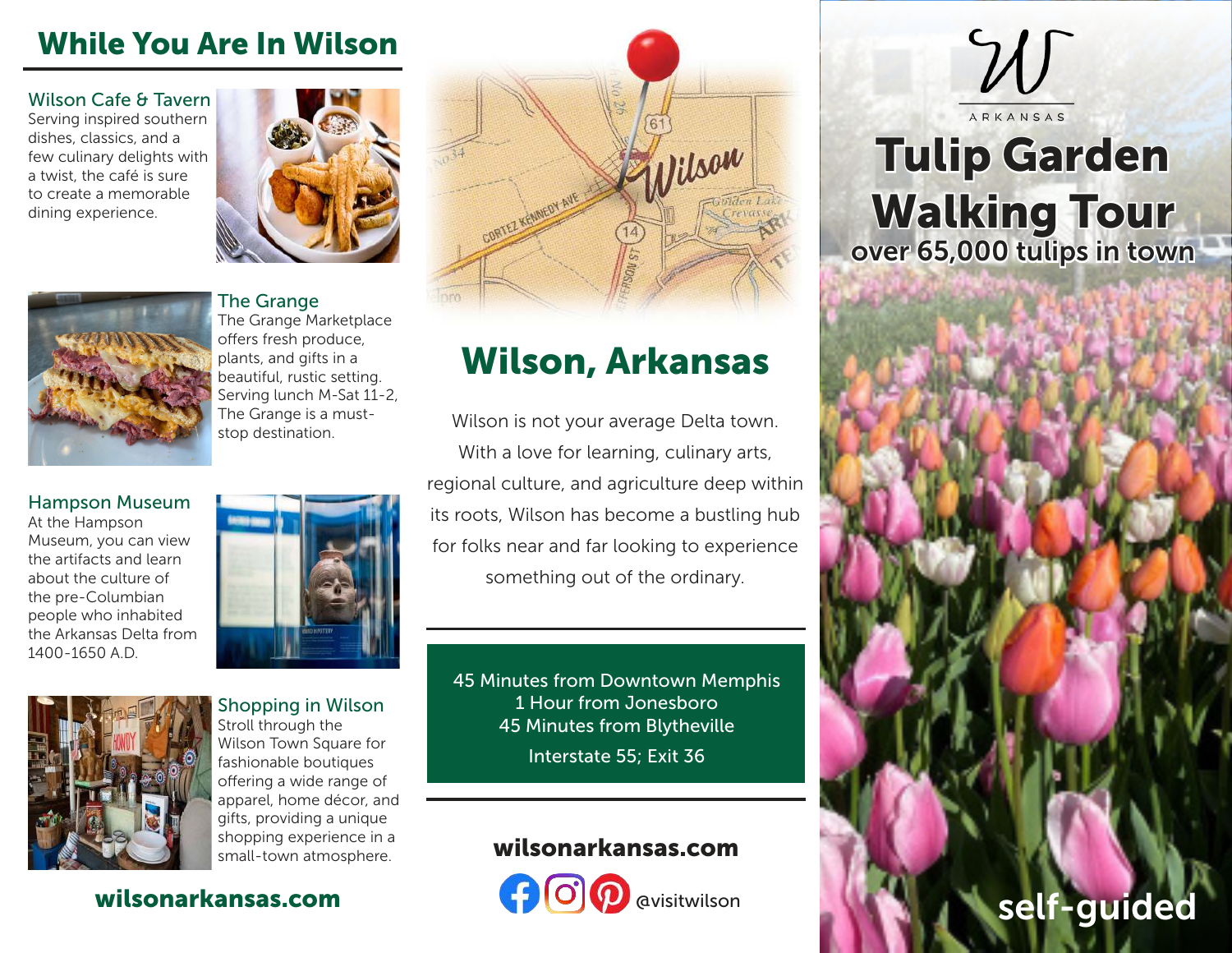## While You Are In Wilson

### Wilson Cafe & Tavern

Serving inspired southern dishes, classics, and a few culinary delights with a twist, the café is sure to create a memorable dining experience.

### The Grange

The Grange Marketplace offers fresh produce, plants, and gifts in a beautiful, rustic setting. Serving lunch M-Sat 11-2, The Grange is a must-stop destination.

### Hampson Museum

At the Hampson Museum, you can view the artifacts and learn about the culture of the pre-Columbian people who inhabited the Arkansas Delta from 1400-1650 A.D.

### Shopping in Wilson

Stroll through the Wilson Town Square for fashionable boutiques offering a wide range of apparel, home décor, and gifts, providing a unique shopping experience in a small-town atmosphere.

**wilsonarkansas.com**

## Wilson, Arkansas

Wilson is not your average Delta town. With a love for learning, culinary arts, regional culture, and agriculture deep within its roots, Wilson has become a bustling hub for folks near and far looking to experience something out of the ordinary.

45 Minutes from Downtown Memphis
1 Hour from Jonesboro
45 Minutes from Blytheville
Interstate 55; Exit 36

**wilsonarkansas.com**

@visitwilson

W ARKANSAS

# Tulip Garden Walking Tour

over 65,000 tulips in town

self-guided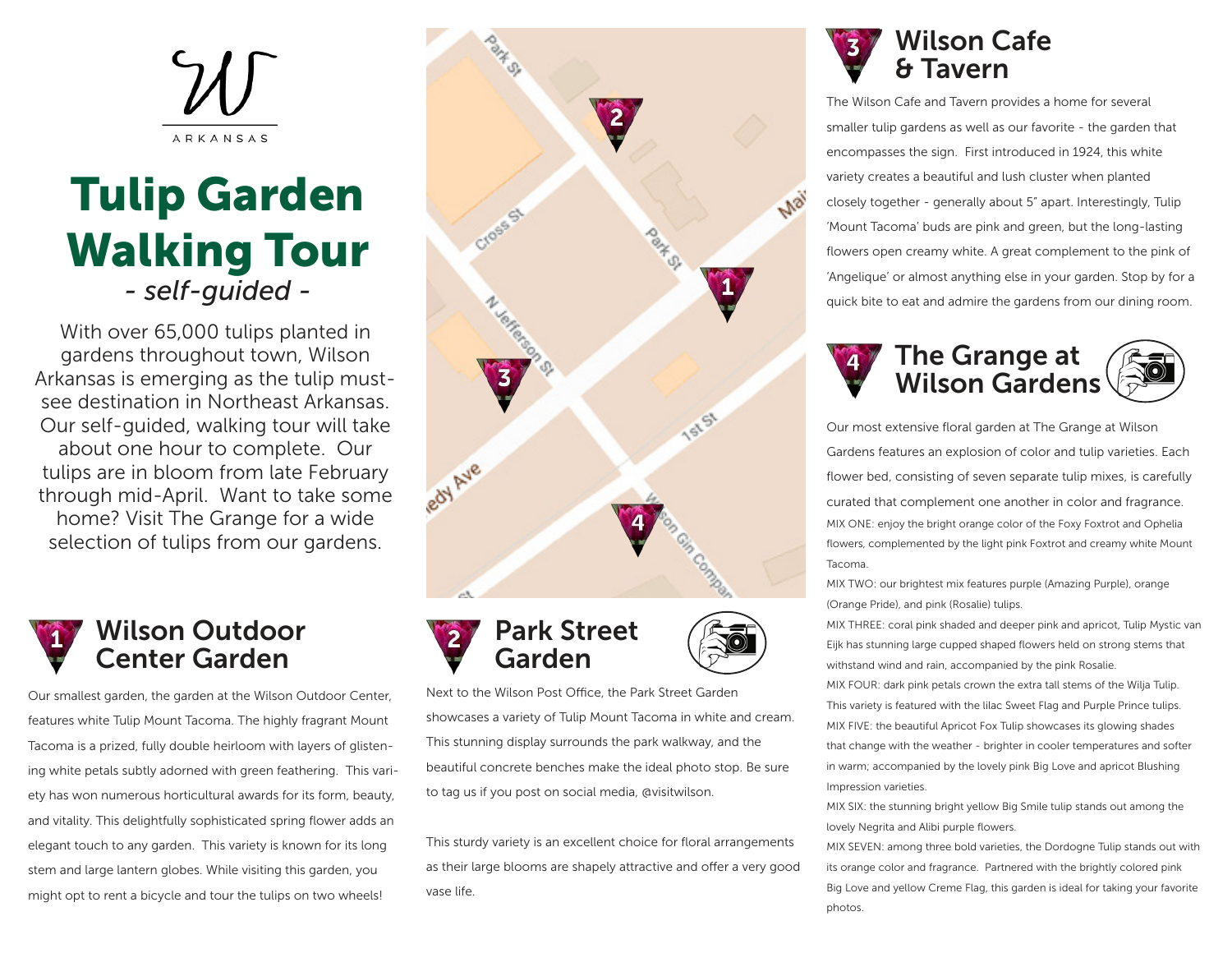W

ARKANSAS

# Tulip Garden Walking Tour

*- self-guided -*

With over 65,000 tulips planted in gardens throughout town, Wilson Arkansas is emerging as the tulip must-see destination in Northeast Arkansas. Our self-guided, walking tour will take about one hour to complete. Our tulips are in bloom from late February through mid-April. Want to take some home? Visit The Grange for a wide selection of tulips from our gardens.

Park St

Cross St

Park St

Main

N Jefferson St

1st St

Kennedy Ave

Wilson Gin Company

## 1 Wilson Outdoor Center Garden

Our smallest garden, the garden at the Wilson Outdoor Center, features white Tulip Mount Tacoma. The highly fragrant Mount Tacoma is a prized, fully double heirloom with layers of glistening white petals subtly adorned with green feathering. This variety has won numerous horticultural awards for its form, beauty, and vitality. This delightfully sophisticated spring flower adds an elegant touch to any garden. This variety is known for its long stem and large lantern globes. While visiting this garden, you might opt to rent a bicycle and tour the tulips on two wheels!

## 2 Park Street Garden

Next to the Wilson Post Office, the Park Street Garden showcases a variety of Tulip Mount Tacoma in white and cream. This stunning display surrounds the park walkway, and the beautiful concrete benches make the ideal photo stop. Be sure to tag us if you post on social media, @visitwilson.

This sturdy variety is an excellent choice for floral arrangements as their large blooms are shapely attractive and offer a very good vase life.

## 3 Wilson Cafe & Tavern

The Wilson Cafe and Tavern provides a home for several smaller tulip gardens as well as our favorite - the garden that encompasses the sign. First introduced in 1924, this white variety creates a beautiful and lush cluster when planted closely together - generally about 5" apart. Interestingly, Tulip 'Mount Tacoma' buds are pink and green, but the long-lasting flowers open creamy white. A great complement to the pink of 'Angelique' or almost anything else in your garden. Stop by for a quick bite to eat and admire the gardens from our dining room.

## 4 The Grange at Wilson Gardens

Our most extensive floral garden at The Grange at Wilson Gardens features an explosion of color and tulip varieties. Each flower bed, consisting of seven separate tulip mixes, is carefully curated that complement one another in color and fragrance.

MIX ONE: enjoy the bright orange color of the Foxy Foxtrot and Ophelia flowers, complemented by the light pink Foxtrot and creamy white Mount Tacoma.

MIX TWO: our brightest mix features purple (Amazing Purple), orange (Orange Pride), and pink (Rosalie) tulips.

MIX THREE: coral pink shaded and deeper pink and apricot, Tulip Mystic van Eijk has stunning large cupped shaped flowers held on strong stems that withstand wind and rain, accompanied by the pink Rosalie.

MIX FOUR: dark pink petals crown the extra tall stems of the Wilja Tulip. This variety is featured with the lilac Sweet Flag and Purple Prince tulips.

MIX FIVE: the beautiful Apricot Fox Tulip showcases its glowing shades that change with the weather - brighter in cooler temperatures and softer in warm; accompanied by the lovely pink Big Love and apricot Blushing Impression varieties.

MIX SIX: the stunning bright yellow Big Smile tulip stands out among the lovely Negrita and Alibi purple flowers.

MIX SEVEN: among three bold varieties, the Dordogne Tulip stands out with its orange color and fragrance. Partnered with the brightly colored pink Big Love and yellow Creme Flag, this garden is ideal for taking your favorite photos.